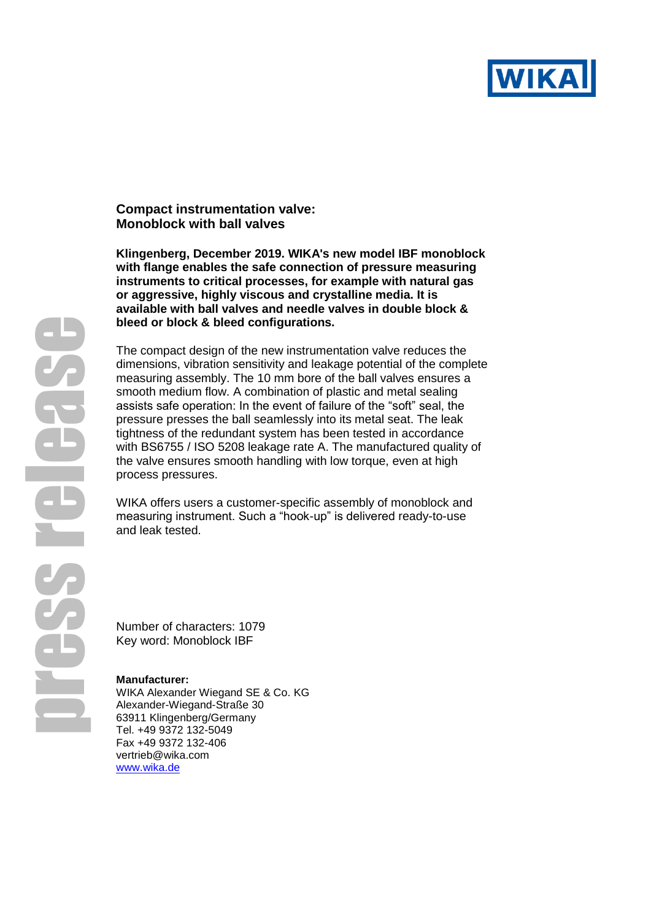# Compact instrumentation valve: Monoblock with ball valves

**Klingenberg, December 2019. WIKA's new model IBF monoblock with flange enables the safe connection of pressure measuring instruments to critical processes, for example with natural gas or aggressive, highly viscous and crystalline media. It is available with ball valves and needle valves in double block & bleed or block & bleed configurations.**

The compact design of the new instrumentation valve reduces the dimensions, vibration sensitivity and leakage potential of the complete measuring assembly. The 10 mm bore of the ball valves ensures a smooth medium flow. A combination of plastic and metal sealing assists safe operation: In the event of failure of the "soft" seal, the pressure presses the ball seamlessly into its metal seat. The leak tightness of the redundant system has been tested in accordance with BS6755 / ISO 5208 leakage rate A. The manufactured quality of the valve ensures smooth handling with low torque, even at high process pressures.

WIKA offers users a customer-specific assembly of monoblock and measuring instrument. Such a "hook-up" is delivered ready-to-use and leak tested.

Number of characters: 1079
Key word: Monoblock IBF

**Manufacturer:**
WIKA Alexander Wiegand SE & Co. KG
Alexander-Wiegand-Straße 30
63911 Klingenberg/Germany
Tel. +49 9372 132-5049
Fax +49 9372 132-406
vertrieb@wika.com
www.wika.de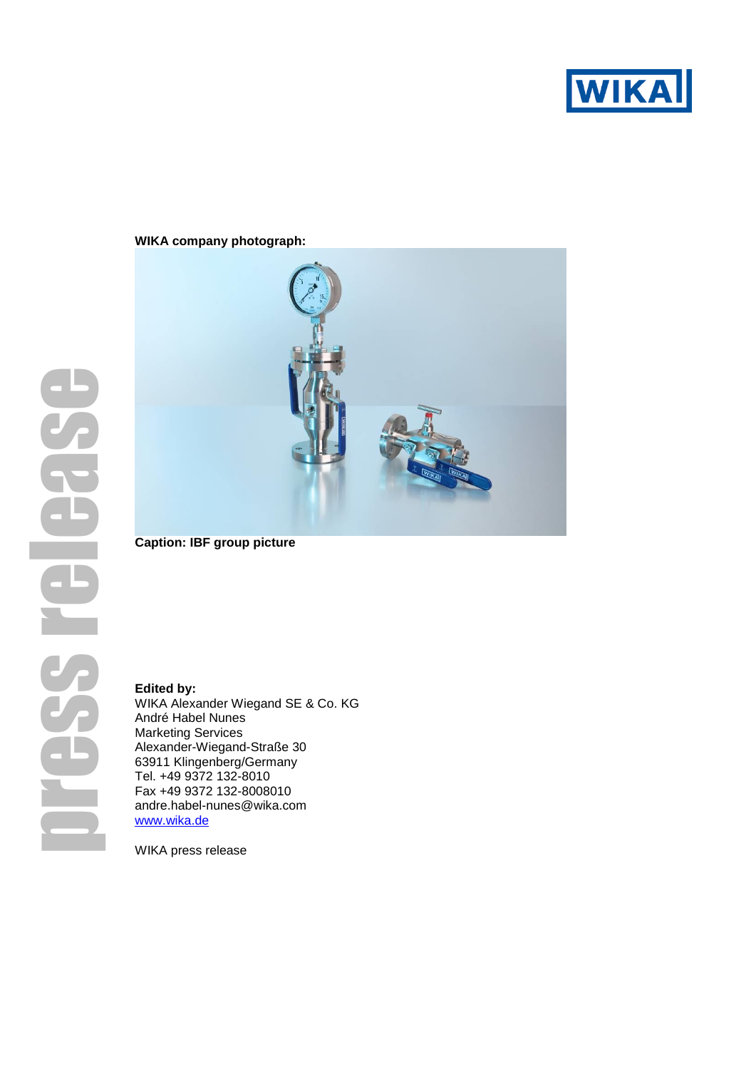**WIKA company photograph:**

**Caption: IBF group picture**

**Edited by:**
WIKA Alexander Wiegand SE & Co. KG
André Habel Nunes
Marketing Services
Alexander-Wiegand-Straße 30
63911 Klingenberg/Germany
Tel. +49 9372 132-8010
Fax +49 9372 132-8008010
andre.habel-nunes@wika.com
www.wika.de

WIKA press release